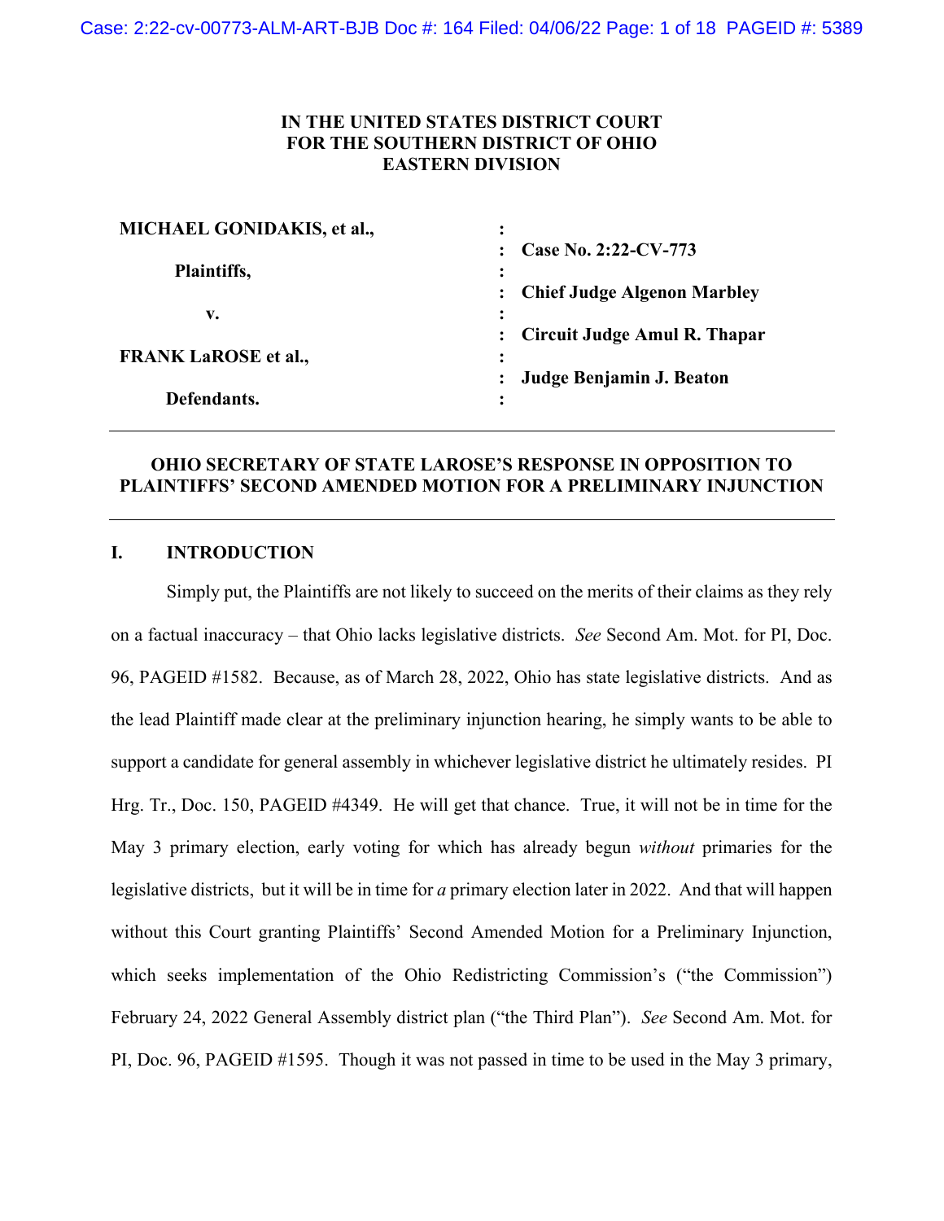**IN THE UNITED STATES DISTRICT COURT**
**FOR THE SOUTHERN DISTRICT OF OHIO**
**EASTERN DIVISION**

| | | |
|---|---|---|
| **MICHAEL GONIDAKIS, et al.,** | : | |
| | : | **Case No. 2:22-CV-773** |
| **Plaintiffs,** | : | |
| | : | **Chief Judge Algenon Marbley** |
| **v.** | : | |
| | : | **Circuit Judge Amul R. Thapar** |
| **FRANK LaROSE et al.,** | : | |
| | : | **Judge Benjamin J. Beaton** |
| **Defendants.** | : | |

## OHIO SECRETARY OF STATE LAROSE'S RESPONSE IN OPPOSITION TO PLAINTIFFS' SECOND AMENDED MOTION FOR A PRELIMINARY INJUNCTION

### I. INTRODUCTION

Simply put, the Plaintiffs are not likely to succeed on the merits of their claims as they rely on a factual inaccuracy – that Ohio lacks legislative districts. *See* Second Am. Mot. for PI, Doc. 96, PAGEID #1582. Because, as of March 28, 2022, Ohio has state legislative districts. And as the lead Plaintiff made clear at the preliminary injunction hearing, he simply wants to be able to support a candidate for general assembly in whichever legislative district he ultimately resides. PI Hrg. Tr., Doc. 150, PAGEID #4349. He will get that chance. True, it will not be in time for the May 3 primary election, early voting for which has already begun *without* primaries for the legislative districts, but it will be in time for *a* primary election later in 2022. And that will happen without this Court granting Plaintiffs' Second Amended Motion for a Preliminary Injunction, which seeks implementation of the Ohio Redistricting Commission's ("the Commission") February 24, 2022 General Assembly district plan ("the Third Plan"). *See* Second Am. Mot. for PI, Doc. 96, PAGEID #1595. Though it was not passed in time to be used in the May 3 primary,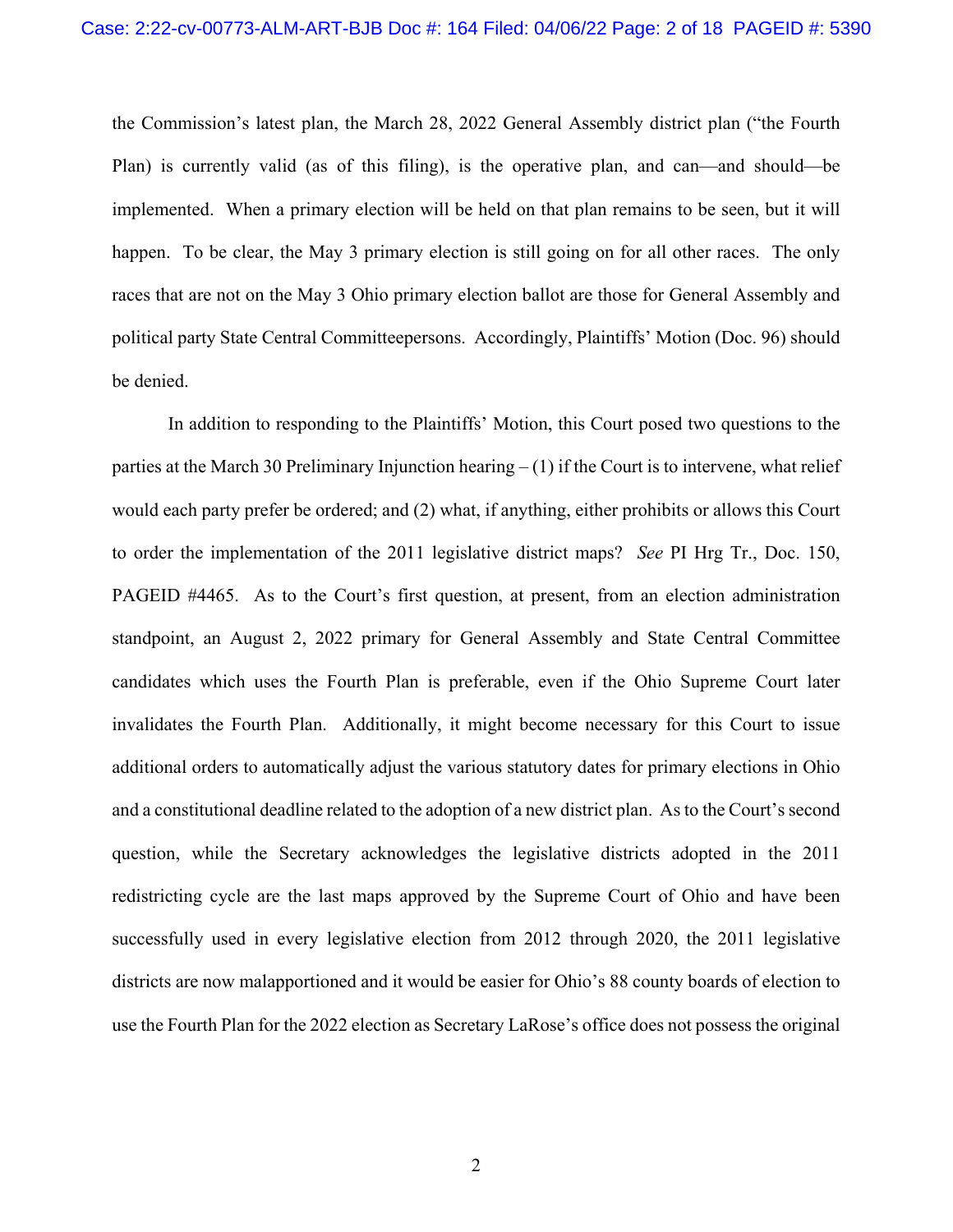the Commission's latest plan, the March 28, 2022 General Assembly district plan ("the Fourth Plan) is currently valid (as of this filing), is the operative plan, and can—and should—be implemented. When a primary election will be held on that plan remains to be seen, but it will happen. To be clear, the May 3 primary election is still going on for all other races. The only races that are not on the May 3 Ohio primary election ballot are those for General Assembly and political party State Central Committeepersons. Accordingly, Plaintiffs' Motion (Doc. 96) should be denied.

In addition to responding to the Plaintiffs' Motion, this Court posed two questions to the parties at the March 30 Preliminary Injunction hearing – (1) if the Court is to intervene, what relief would each party prefer be ordered; and (2) what, if anything, either prohibits or allows this Court to order the implementation of the 2011 legislative district maps? *See* PI Hrg Tr., Doc. 150, PAGEID #4465. As to the Court's first question, at present, from an election administration standpoint, an August 2, 2022 primary for General Assembly and State Central Committee candidates which uses the Fourth Plan is preferable, even if the Ohio Supreme Court later invalidates the Fourth Plan. Additionally, it might become necessary for this Court to issue additional orders to automatically adjust the various statutory dates for primary elections in Ohio and a constitutional deadline related to the adoption of a new district plan. As to the Court's second question, while the Secretary acknowledges the legislative districts adopted in the 2011 redistricting cycle are the last maps approved by the Supreme Court of Ohio and have been successfully used in every legislative election from 2012 through 2020, the 2011 legislative districts are now malapportioned and it would be easier for Ohio's 88 county boards of election to use the Fourth Plan for the 2022 election as Secretary LaRose's office does not possess the original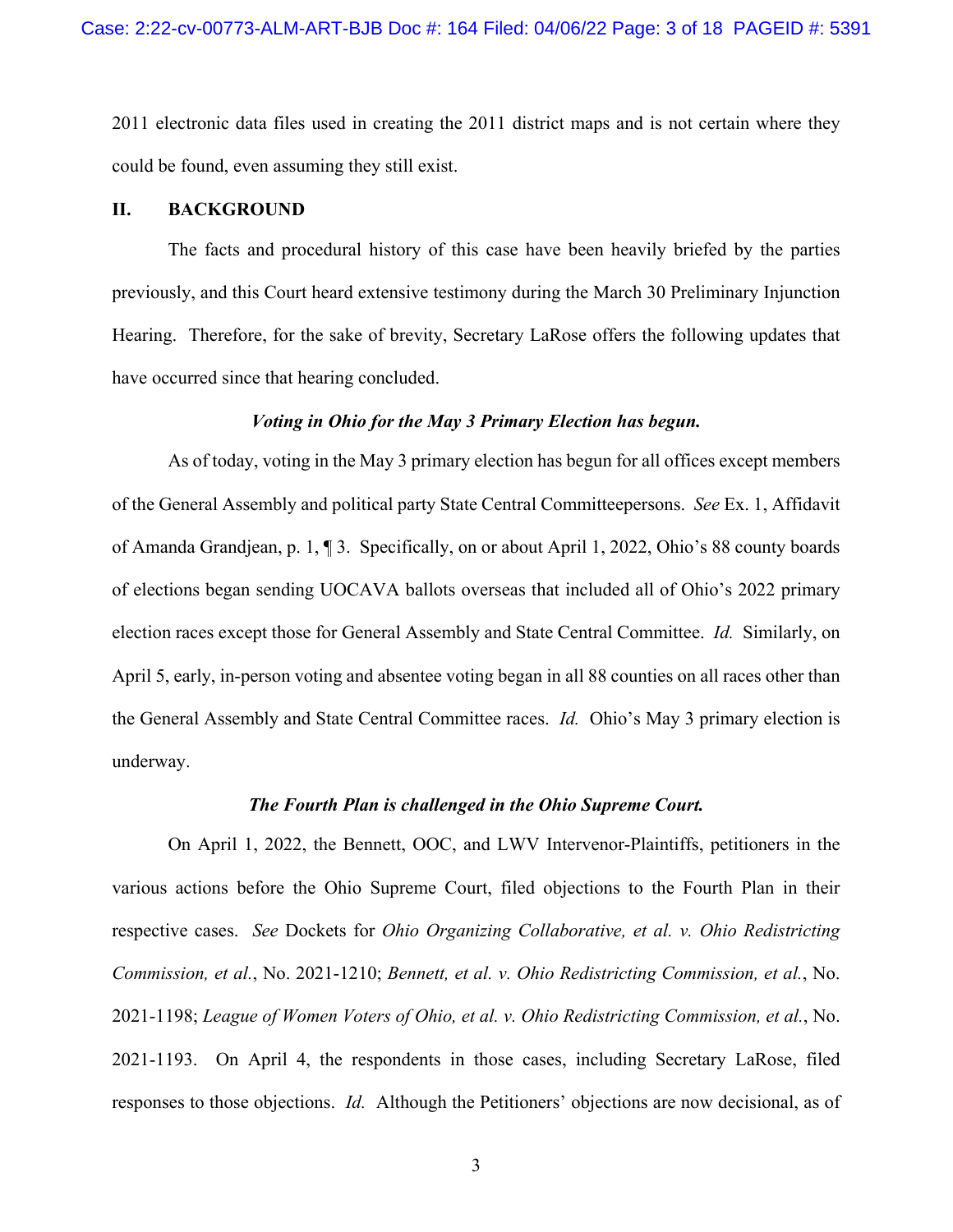2011 electronic data files used in creating the 2011 district maps and is not certain where they could be found, even assuming they still exist.

## II. BACKGROUND

The facts and procedural history of this case have been heavily briefed by the parties previously, and this Court heard extensive testimony during the March 30 Preliminary Injunction Hearing. Therefore, for the sake of brevity, Secretary LaRose offers the following updates that have occurred since that hearing concluded.

***Voting in Ohio for the May 3 Primary Election has begun.***

As of today, voting in the May 3 primary election has begun for all offices except members of the General Assembly and political party State Central Committeepersons. *See* Ex. 1, Affidavit of Amanda Grandjean, p. 1, ¶ 3. Specifically, on or about April 1, 2022, Ohio's 88 county boards of elections began sending UOCAVA ballots overseas that included all of Ohio's 2022 primary election races except those for General Assembly and State Central Committee. *Id.* Similarly, on April 5, early, in-person voting and absentee voting began in all 88 counties on all races other than the General Assembly and State Central Committee races. *Id.* Ohio's May 3 primary election is underway.

***The Fourth Plan is challenged in the Ohio Supreme Court.***

On April 1, 2022, the Bennett, OOC, and LWV Intervenor-Plaintiffs, petitioners in the various actions before the Ohio Supreme Court, filed objections to the Fourth Plan in their respective cases. *See* Dockets for *Ohio Organizing Collaborative, et al. v. Ohio Redistricting Commission, et al.*, No. 2021-1210; *Bennett, et al. v. Ohio Redistricting Commission, et al.*, No. 2021-1198; *League of Women Voters of Ohio, et al. v. Ohio Redistricting Commission, et al.*, No. 2021-1193. On April 4, the respondents in those cases, including Secretary LaRose, filed responses to those objections. *Id.* Although the Petitioners' objections are now decisional, as of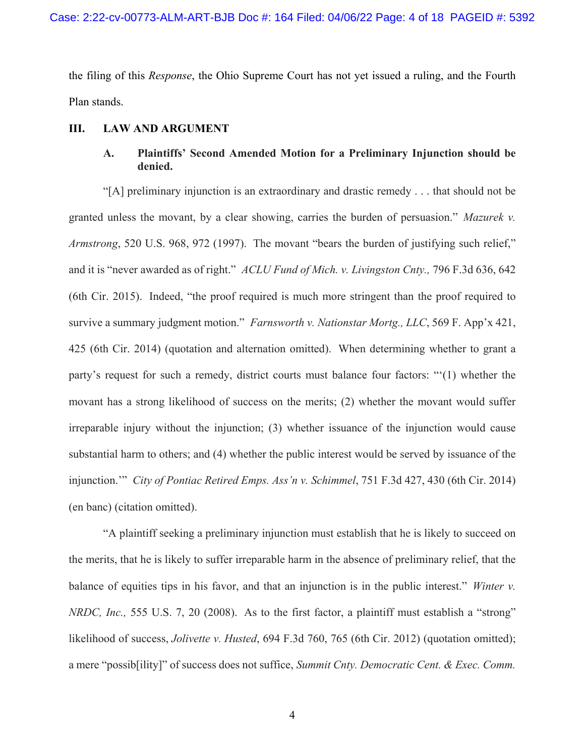the filing of this *Response*, the Ohio Supreme Court has not yet issued a ruling, and the Fourth Plan stands.

## III. LAW AND ARGUMENT

### A. Plaintiffs' Second Amended Motion for a Preliminary Injunction should be denied.

"[A] preliminary injunction is an extraordinary and drastic remedy . . . that should not be granted unless the movant, by a clear showing, carries the burden of persuasion." *Mazurek v. Armstrong*, 520 U.S. 968, 972 (1997). The movant "bears the burden of justifying such relief," and it is "never awarded as of right." *ACLU Fund of Mich. v. Livingston Cnty.,* 796 F.3d 636, 642 (6th Cir. 2015). Indeed, "the proof required is much more stringent than the proof required to survive a summary judgment motion." *Farnsworth v. Nationstar Mortg., LLC*, 569 F. App'x 421, 425 (6th Cir. 2014) (quotation and alternation omitted). When determining whether to grant a party's request for such a remedy, district courts must balance four factors: "'(1) whether the movant has a strong likelihood of success on the merits; (2) whether the movant would suffer irreparable injury without the injunction; (3) whether issuance of the injunction would cause substantial harm to others; and (4) whether the public interest would be served by issuance of the injunction.'" *City of Pontiac Retired Emps. Ass'n v. Schimmel*, 751 F.3d 427, 430 (6th Cir. 2014) (en banc) (citation omitted).

"A plaintiff seeking a preliminary injunction must establish that he is likely to succeed on the merits, that he is likely to suffer irreparable harm in the absence of preliminary relief, that the balance of equities tips in his favor, and that an injunction is in the public interest." *Winter v. NRDC, Inc.,* 555 U.S. 7, 20 (2008). As to the first factor, a plaintiff must establish a "strong" likelihood of success, *Jolivette v. Husted*, 694 F.3d 760, 765 (6th Cir. 2012) (quotation omitted); a mere "possib[ility]" of success does not suffice, *Summit Cnty. Democratic Cent. & Exec. Comm.*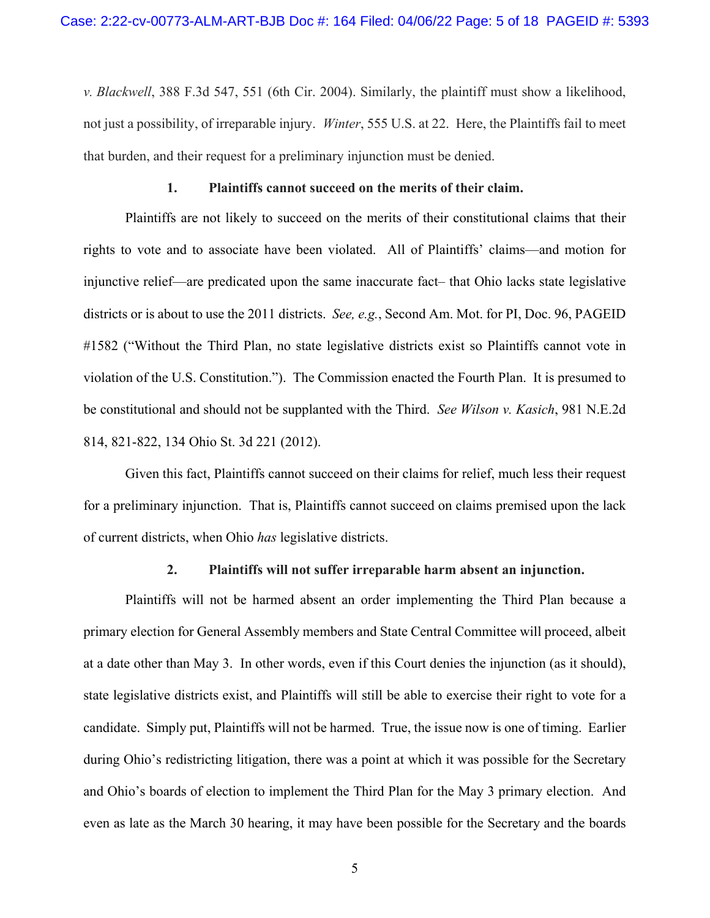*v. Blackwell*, 388 F.3d 547, 551 (6th Cir. 2004). Similarly, the plaintiff must show a likelihood, not just a possibility, of irreparable injury. *Winter*, 555 U.S. at 22. Here, the Plaintiffs fail to meet that burden, and their request for a preliminary injunction must be denied.

**1. Plaintiffs cannot succeed on the merits of their claim.**

Plaintiffs are not likely to succeed on the merits of their constitutional claims that their rights to vote and to associate have been violated. All of Plaintiffs' claims—and motion for injunctive relief—are predicated upon the same inaccurate fact– that Ohio lacks state legislative districts or is about to use the 2011 districts. *See, e.g.*, Second Am. Mot. for PI, Doc. 96, PAGEID #1582 ("Without the Third Plan, no state legislative districts exist so Plaintiffs cannot vote in violation of the U.S. Constitution."). The Commission enacted the Fourth Plan. It is presumed to be constitutional and should not be supplanted with the Third. *See Wilson v. Kasich*, 981 N.E.2d 814, 821-822, 134 Ohio St. 3d 221 (2012).

Given this fact, Plaintiffs cannot succeed on their claims for relief, much less their request for a preliminary injunction. That is, Plaintiffs cannot succeed on claims premised upon the lack of current districts, when Ohio *has* legislative districts.

**2. Plaintiffs will not suffer irreparable harm absent an injunction.**

Plaintiffs will not be harmed absent an order implementing the Third Plan because a primary election for General Assembly members and State Central Committee will proceed, albeit at a date other than May 3. In other words, even if this Court denies the injunction (as it should), state legislative districts exist, and Plaintiffs will still be able to exercise their right to vote for a candidate. Simply put, Plaintiffs will not be harmed. True, the issue now is one of timing. Earlier during Ohio's redistricting litigation, there was a point at which it was possible for the Secretary and Ohio's boards of election to implement the Third Plan for the May 3 primary election. And even as late as the March 30 hearing, it may have been possible for the Secretary and the boards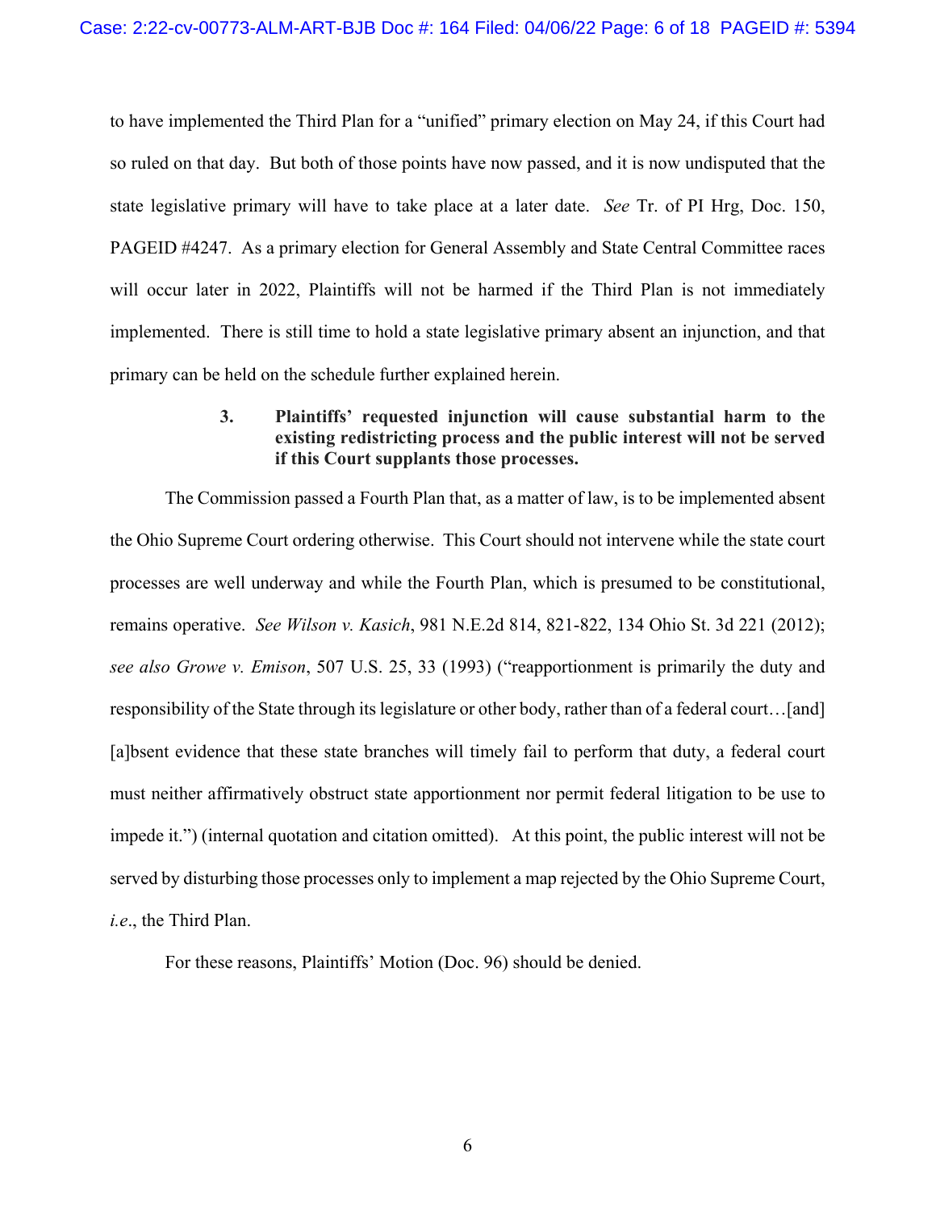to have implemented the Third Plan for a "unified" primary election on May 24, if this Court had so ruled on that day. But both of those points have now passed, and it is now undisputed that the state legislative primary will have to take place at a later date. *See* Tr. of PI Hrg, Doc. 150, PAGEID #4247. As a primary election for General Assembly and State Central Committee races will occur later in 2022, Plaintiffs will not be harmed if the Third Plan is not immediately implemented. There is still time to hold a state legislative primary absent an injunction, and that primary can be held on the schedule further explained herein.

**3. Plaintiffs' requested injunction will cause substantial harm to the existing redistricting process and the public interest will not be served if this Court supplants those processes.**

The Commission passed a Fourth Plan that, as a matter of law, is to be implemented absent the Ohio Supreme Court ordering otherwise. This Court should not intervene while the state court processes are well underway and while the Fourth Plan, which is presumed to be constitutional, remains operative. *See Wilson v. Kasich*, 981 N.E.2d 814, 821-822, 134 Ohio St. 3d 221 (2012); *see also Growe v. Emison*, 507 U.S. 25, 33 (1993) ("reapportionment is primarily the duty and responsibility of the State through its legislature or other body, rather than of a federal court…[and] [a]bsent evidence that these state branches will timely fail to perform that duty, a federal court must neither affirmatively obstruct state apportionment nor permit federal litigation to be use to impede it.") (internal quotation and citation omitted). At this point, the public interest will not be served by disturbing those processes only to implement a map rejected by the Ohio Supreme Court, *i.e*., the Third Plan.

For these reasons, Plaintiffs' Motion (Doc. 96) should be denied.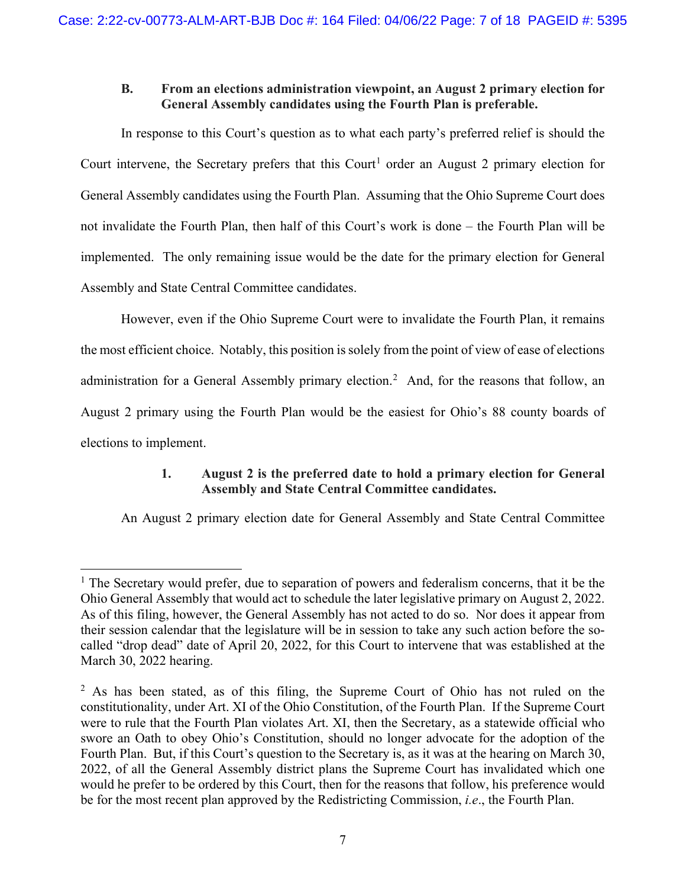### B. From an elections administration viewpoint, an August 2 primary election for General Assembly candidates using the Fourth Plan is preferable.

In response to this Court's question as to what each party's preferred relief is should the Court intervene, the Secretary prefers that this Court[1] order an August 2 primary election for General Assembly candidates using the Fourth Plan. Assuming that the Ohio Supreme Court does not invalidate the Fourth Plan, then half of this Court's work is done – the Fourth Plan will be implemented. The only remaining issue would be the date for the primary election for General Assembly and State Central Committee candidates.

However, even if the Ohio Supreme Court were to invalidate the Fourth Plan, it remains the most efficient choice. Notably, this position is solely from the point of view of ease of elections administration for a General Assembly primary election.[2] And, for the reasons that follow, an August 2 primary using the Fourth Plan would be the easiest for Ohio's 88 county boards of elections to implement.

#### 1. August 2 is the preferred date to hold a primary election for General Assembly and State Central Committee candidates.

An August 2 primary election date for General Assembly and State Central Committee

---

[1] The Secretary would prefer, due to separation of powers and federalism concerns, that it be the Ohio General Assembly that would act to schedule the later legislative primary on August 2, 2022. As of this filing, however, the General Assembly has not acted to do so. Nor does it appear from their session calendar that the legislature will be in session to take any such action before the so-called "drop dead" date of April 20, 2022, for this Court to intervene that was established at the March 30, 2022 hearing.

[2] As has been stated, as of this filing, the Supreme Court of Ohio has not ruled on the constitutionality, under Art. XI of the Ohio Constitution, of the Fourth Plan. If the Supreme Court were to rule that the Fourth Plan violates Art. XI, then the Secretary, as a statewide official who swore an Oath to obey Ohio's Constitution, should no longer advocate for the adoption of the Fourth Plan. But, if this Court's question to the Secretary is, as it was at the hearing on March 30, 2022, of all the General Assembly district plans the Supreme Court has invalidated which one would he prefer to be ordered by this Court, then for the reasons that follow, his preference would be for the most recent plan approved by the Redistricting Commission, *i.e*., the Fourth Plan.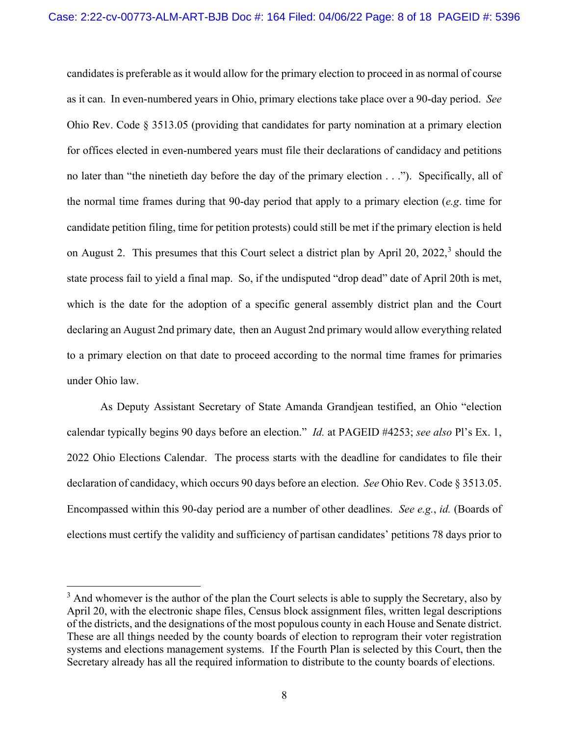candidates is preferable as it would allow for the primary election to proceed in as normal of course as it can. In even-numbered years in Ohio, primary elections take place over a 90-day period. *See* Ohio Rev. Code § 3513.05 (providing that candidates for party nomination at a primary election for offices elected in even-numbered years must file their declarations of candidacy and petitions no later than "the ninetieth day before the day of the primary election . . ."). Specifically, all of the normal time frames during that 90-day period that apply to a primary election (*e.g*. time for candidate petition filing, time for petition protests) could still be met if the primary election is held on August 2. This presumes that this Court select a district plan by April 20, 2022,[3] should the state process fail to yield a final map. So, if the undisputed "drop dead" date of April 20th is met, which is the date for the adoption of a specific general assembly district plan and the Court declaring an August 2nd primary date, then an August 2nd primary would allow everything related to a primary election on that date to proceed according to the normal time frames for primaries under Ohio law.

As Deputy Assistant Secretary of State Amanda Grandjean testified, an Ohio "election calendar typically begins 90 days before an election." *Id.* at PAGEID #4253; *see also* Pl's Ex. 1, 2022 Ohio Elections Calendar. The process starts with the deadline for candidates to file their declaration of candidacy, which occurs 90 days before an election. *See* Ohio Rev. Code § 3513.05. Encompassed within this 90-day period are a number of other deadlines. *See e.g.*, *id.* (Boards of elections must certify the validity and sufficiency of partisan candidates' petitions 78 days prior to

---

[3] And whomever is the author of the plan the Court selects is able to supply the Secretary, also by April 20, with the electronic shape files, Census block assignment files, written legal descriptions of the districts, and the designations of the most populous county in each House and Senate district. These are all things needed by the county boards of election to reprogram their voter registration systems and elections management systems. If the Fourth Plan is selected by this Court, then the Secretary already has all the required information to distribute to the county boards of elections.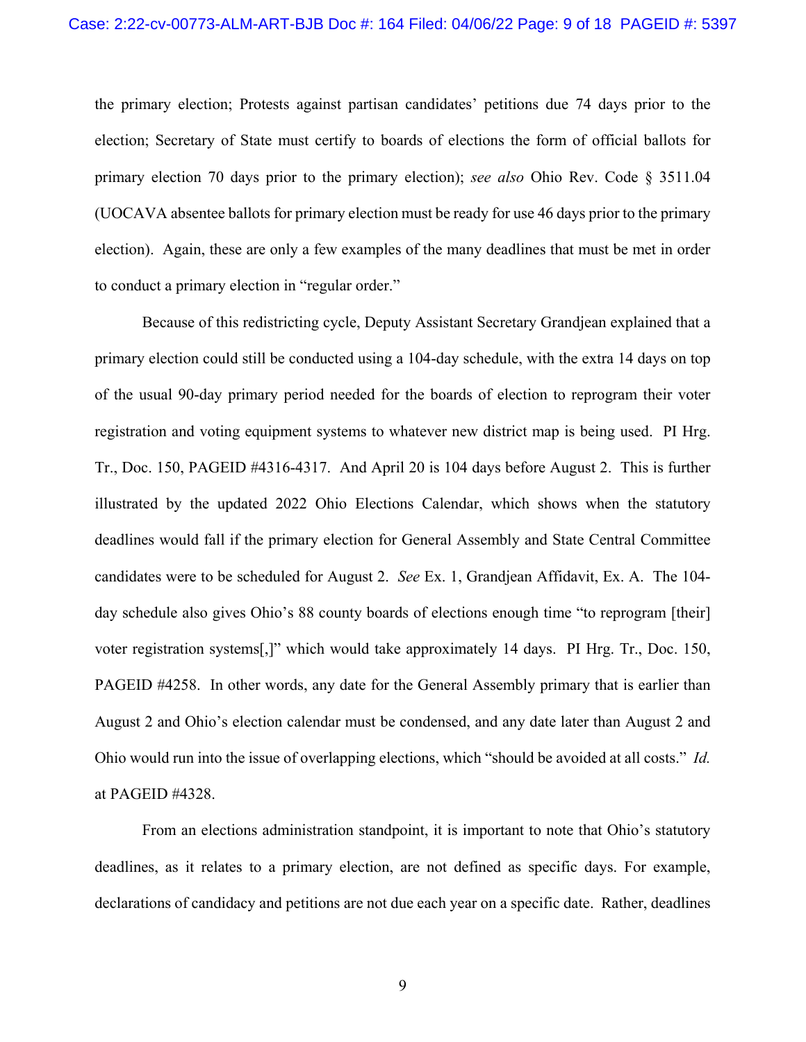the primary election; Protests against partisan candidates' petitions due 74 days prior to the election; Secretary of State must certify to boards of elections the form of official ballots for primary election 70 days prior to the primary election); *see also* Ohio Rev. Code § 3511.04 (UOCAVA absentee ballots for primary election must be ready for use 46 days prior to the primary election). Again, these are only a few examples of the many deadlines that must be met in order to conduct a primary election in "regular order."

Because of this redistricting cycle, Deputy Assistant Secretary Grandjean explained that a primary election could still be conducted using a 104-day schedule, with the extra 14 days on top of the usual 90-day primary period needed for the boards of election to reprogram their voter registration and voting equipment systems to whatever new district map is being used. PI Hrg. Tr., Doc. 150, PAGEID #4316-4317. And April 20 is 104 days before August 2. This is further illustrated by the updated 2022 Ohio Elections Calendar, which shows when the statutory deadlines would fall if the primary election for General Assembly and State Central Committee candidates were to be scheduled for August 2. *See* Ex. 1, Grandjean Affidavit, Ex. A. The 104-day schedule also gives Ohio's 88 county boards of elections enough time "to reprogram [their] voter registration systems[,]" which would take approximately 14 days. PI Hrg. Tr., Doc. 150, PAGEID #4258. In other words, any date for the General Assembly primary that is earlier than August 2 and Ohio's election calendar must be condensed, and any date later than August 2 and Ohio would run into the issue of overlapping elections, which "should be avoided at all costs." *Id.* at PAGEID #4328.

From an elections administration standpoint, it is important to note that Ohio's statutory deadlines, as it relates to a primary election, are not defined as specific days. For example, declarations of candidacy and petitions are not due each year on a specific date. Rather, deadlines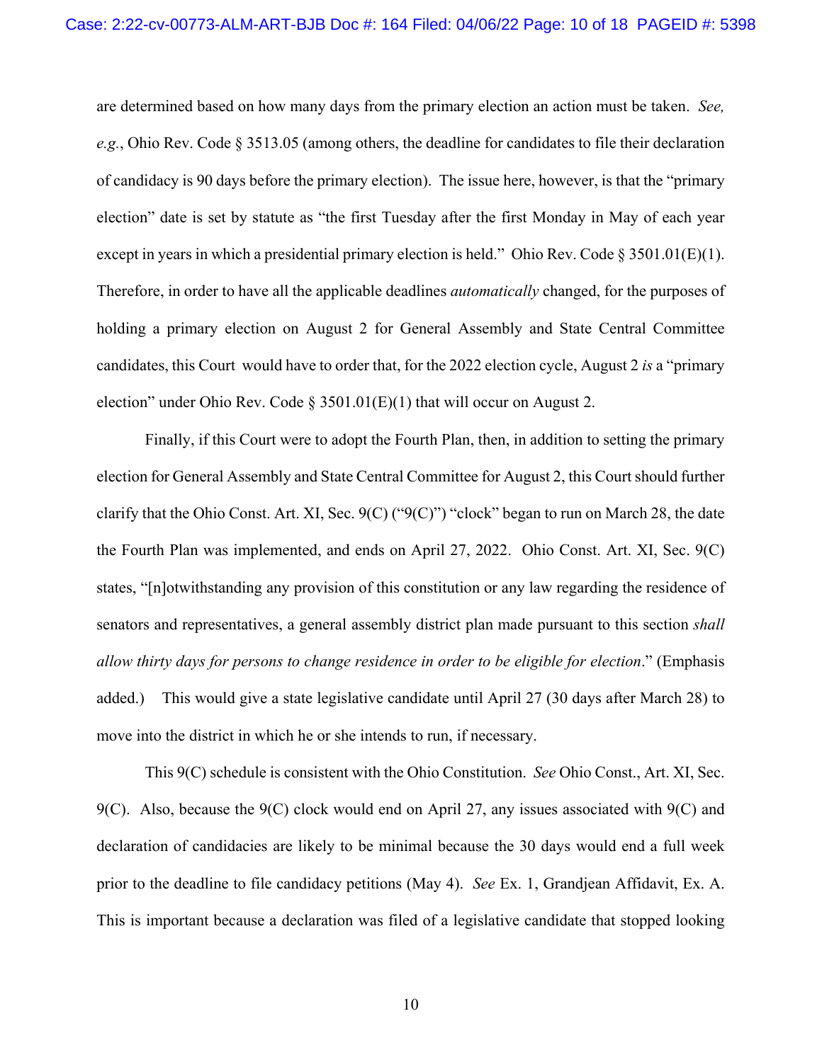are determined based on how many days from the primary election an action must be taken. *See, e.g.*, Ohio Rev. Code § 3513.05 (among others, the deadline for candidates to file their declaration of candidacy is 90 days before the primary election). The issue here, however, is that the "primary election" date is set by statute as "the first Tuesday after the first Monday in May of each year except in years in which a presidential primary election is held." Ohio Rev. Code § 3501.01(E)(1). Therefore, in order to have all the applicable deadlines *automatically* changed, for the purposes of holding a primary election on August 2 for General Assembly and State Central Committee candidates, this Court would have to order that, for the 2022 election cycle, August 2 *is* a "primary election" under Ohio Rev. Code § 3501.01(E)(1) that will occur on August 2.

Finally, if this Court were to adopt the Fourth Plan, then, in addition to setting the primary election for General Assembly and State Central Committee for August 2, this Court should further clarify that the Ohio Const. Art. XI, Sec. 9(C) ("9(C)") "clock" began to run on March 28, the date the Fourth Plan was implemented, and ends on April 27, 2022. Ohio Const. Art. XI, Sec. 9(C) states, "[n]otwithstanding any provision of this constitution or any law regarding the residence of senators and representatives, a general assembly district plan made pursuant to this section *shall allow thirty days for persons to change residence in order to be eligible for election*." (Emphasis added.) This would give a state legislative candidate until April 27 (30 days after March 28) to move into the district in which he or she intends to run, if necessary.

This 9(C) schedule is consistent with the Ohio Constitution. *See* Ohio Const., Art. XI, Sec. 9(C). Also, because the 9(C) clock would end on April 27, any issues associated with 9(C) and declaration of candidacies are likely to be minimal because the 30 days would end a full week prior to the deadline to file candidacy petitions (May 4). *See* Ex. 1, Grandjean Affidavit, Ex. A. This is important because a declaration was filed of a legislative candidate that stopped looking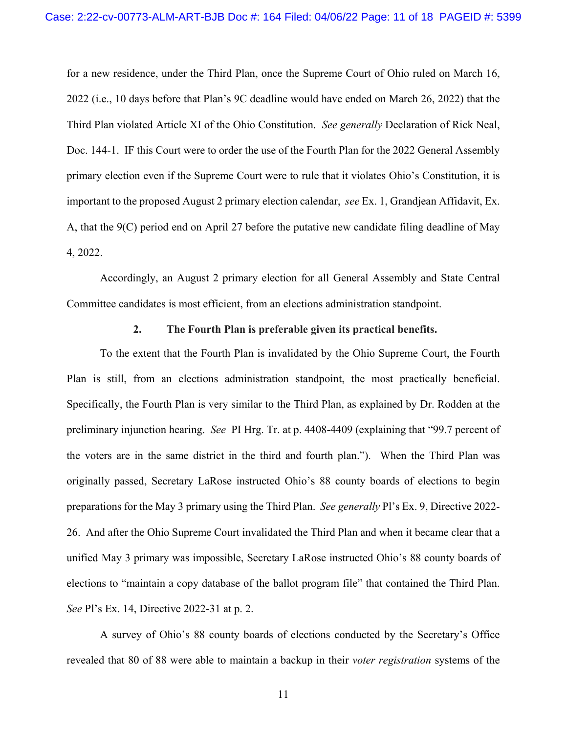for a new residence, under the Third Plan, once the Supreme Court of Ohio ruled on March 16, 2022 (i.e., 10 days before that Plan's 9C deadline would have ended on March 26, 2022) that the Third Plan violated Article XI of the Ohio Constitution. *See generally* Declaration of Rick Neal, Doc. 144-1. IF this Court were to order the use of the Fourth Plan for the 2022 General Assembly primary election even if the Supreme Court were to rule that it violates Ohio's Constitution, it is important to the proposed August 2 primary election calendar, *see* Ex. 1, Grandjean Affidavit, Ex. A, that the 9(C) period end on April 27 before the putative new candidate filing deadline of May 4, 2022.

Accordingly, an August 2 primary election for all General Assembly and State Central Committee candidates is most efficient, from an elections administration standpoint.

**2. The Fourth Plan is preferable given its practical benefits.**

To the extent that the Fourth Plan is invalidated by the Ohio Supreme Court, the Fourth Plan is still, from an elections administration standpoint, the most practically beneficial. Specifically, the Fourth Plan is very similar to the Third Plan, as explained by Dr. Rodden at the preliminary injunction hearing. *See* PI Hrg. Tr. at p. 4408-4409 (explaining that "99.7 percent of the voters are in the same district in the third and fourth plan."). When the Third Plan was originally passed, Secretary LaRose instructed Ohio's 88 county boards of elections to begin preparations for the May 3 primary using the Third Plan. *See generally* Pl's Ex. 9, Directive 2022-26. And after the Ohio Supreme Court invalidated the Third Plan and when it became clear that a unified May 3 primary was impossible, Secretary LaRose instructed Ohio's 88 county boards of elections to "maintain a copy database of the ballot program file" that contained the Third Plan. *See* Pl's Ex. 14, Directive 2022-31 at p. 2.

A survey of Ohio's 88 county boards of elections conducted by the Secretary's Office revealed that 80 of 88 were able to maintain a backup in their *voter registration* systems of the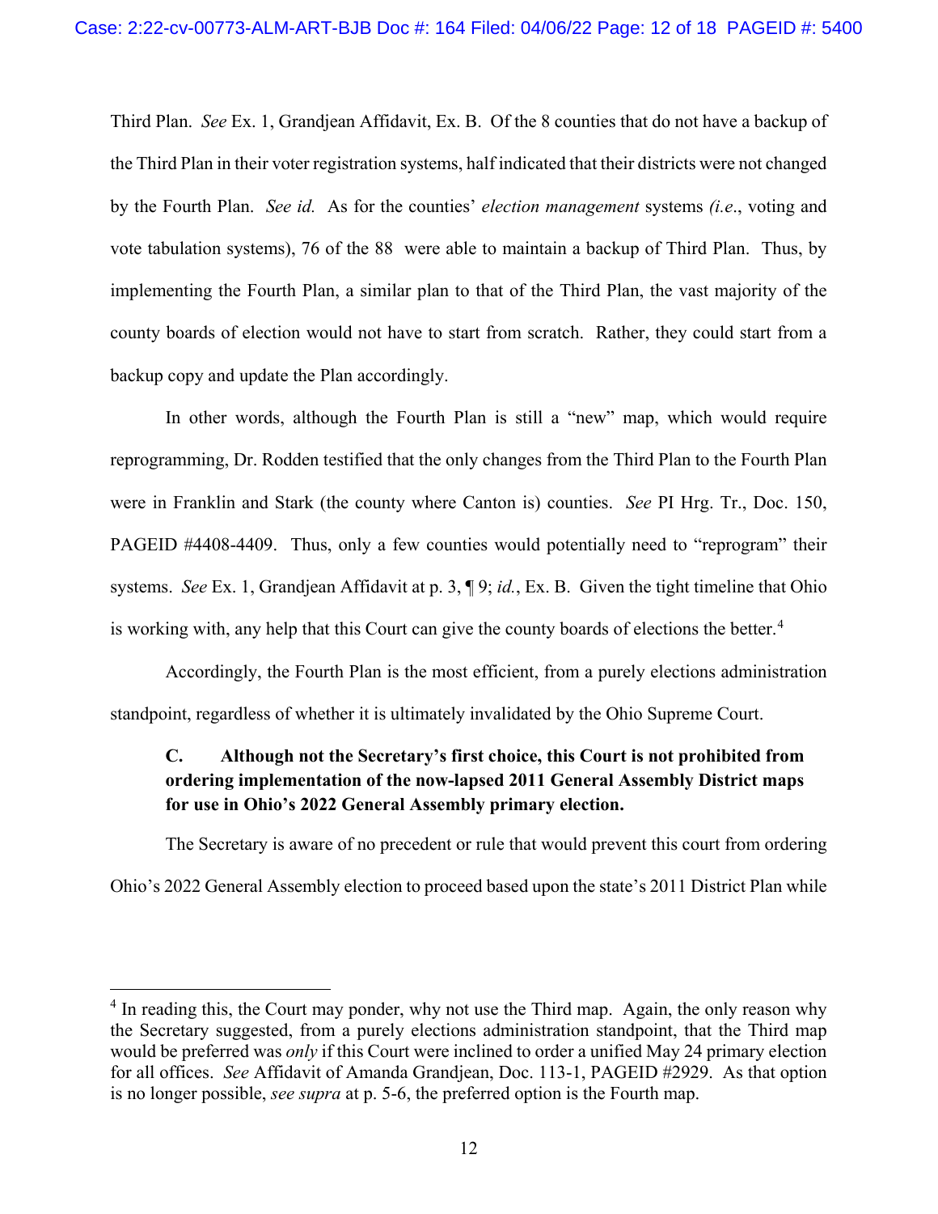Third Plan. *See* Ex. 1, Grandjean Affidavit, Ex. B. Of the 8 counties that do not have a backup of the Third Plan in their voter registration systems, half indicated that their districts were not changed by the Fourth Plan. *See id.* As for the counties' *election management* systems *(i.e.*, voting and vote tabulation systems), 76 of the 88 were able to maintain a backup of Third Plan. Thus, by implementing the Fourth Plan, a similar plan to that of the Third Plan, the vast majority of the county boards of election would not have to start from scratch. Rather, they could start from a backup copy and update the Plan accordingly.

In other words, although the Fourth Plan is still a "new" map, which would require reprogramming, Dr. Rodden testified that the only changes from the Third Plan to the Fourth Plan were in Franklin and Stark (the county where Canton is) counties. *See* PI Hrg. Tr., Doc. 150, PAGEID #4408-4409. Thus, only a few counties would potentially need to "reprogram" their systems. *See* Ex. 1, Grandjean Affidavit at p. 3, ¶ 9; *id.*, Ex. B. Given the tight timeline that Ohio is working with, any help that this Court can give the county boards of elections the better.[4]

Accordingly, the Fourth Plan is the most efficient, from a purely elections administration standpoint, regardless of whether it is ultimately invalidated by the Ohio Supreme Court.

### C. Although not the Secretary's first choice, this Court is not prohibited from ordering implementation of the now-lapsed 2011 General Assembly District maps for use in Ohio's 2022 General Assembly primary election.

The Secretary is aware of no precedent or rule that would prevent this court from ordering Ohio's 2022 General Assembly election to proceed based upon the state's 2011 District Plan while

---

[4] In reading this, the Court may ponder, why not use the Third map. Again, the only reason why the Secretary suggested, from a purely elections administration standpoint, that the Third map would be preferred was *only* if this Court were inclined to order a unified May 24 primary election for all offices. *See* Affidavit of Amanda Grandjean, Doc. 113-1, PAGEID #2929. As that option is no longer possible, *see supra* at p. 5-6, the preferred option is the Fourth map.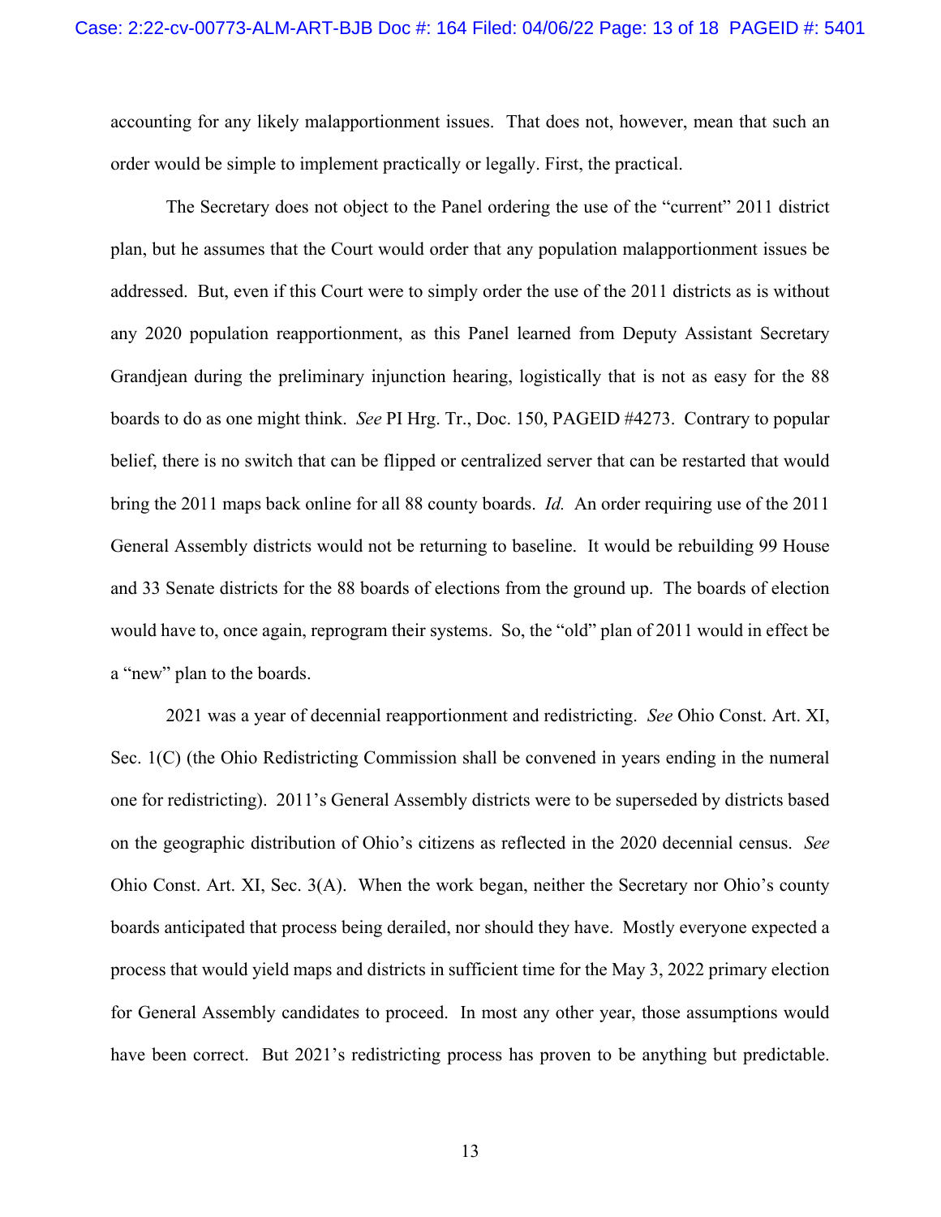accounting for any likely malapportionment issues. That does not, however, mean that such an order would be simple to implement practically or legally. First, the practical.

The Secretary does not object to the Panel ordering the use of the "current" 2011 district plan, but he assumes that the Court would order that any population malapportionment issues be addressed. But, even if this Court were to simply order the use of the 2011 districts as is without any 2020 population reapportionment, as this Panel learned from Deputy Assistant Secretary Grandjean during the preliminary injunction hearing, logistically that is not as easy for the 88 boards to do as one might think. *See* PI Hrg. Tr., Doc. 150, PAGEID #4273. Contrary to popular belief, there is no switch that can be flipped or centralized server that can be restarted that would bring the 2011 maps back online for all 88 county boards. *Id.* An order requiring use of the 2011 General Assembly districts would not be returning to baseline. It would be rebuilding 99 House and 33 Senate districts for the 88 boards of elections from the ground up. The boards of election would have to, once again, reprogram their systems. So, the "old" plan of 2011 would in effect be a "new" plan to the boards.

2021 was a year of decennial reapportionment and redistricting. *See* Ohio Const. Art. XI, Sec. 1(C) (the Ohio Redistricting Commission shall be convened in years ending in the numeral one for redistricting). 2011's General Assembly districts were to be superseded by districts based on the geographic distribution of Ohio's citizens as reflected in the 2020 decennial census. *See* Ohio Const. Art. XI, Sec. 3(A). When the work began, neither the Secretary nor Ohio's county boards anticipated that process being derailed, nor should they have. Mostly everyone expected a process that would yield maps and districts in sufficient time for the May 3, 2022 primary election for General Assembly candidates to proceed. In most any other year, those assumptions would have been correct. But 2021's redistricting process has proven to be anything but predictable.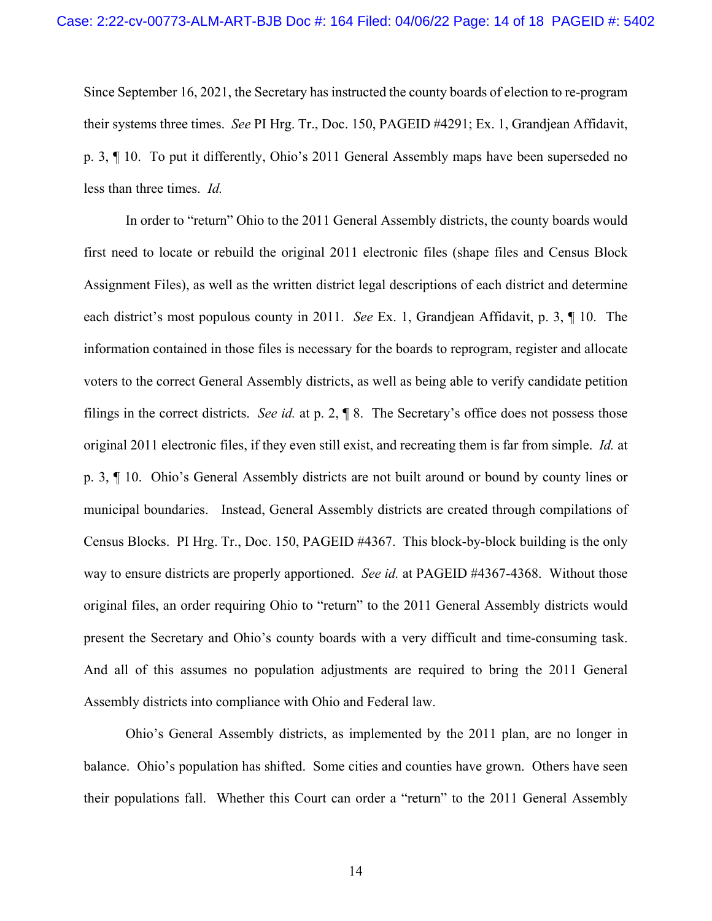Since September 16, 2021, the Secretary has instructed the county boards of election to re-program their systems three times. *See* PI Hrg. Tr., Doc. 150, PAGEID #4291; Ex. 1, Grandjean Affidavit, p. 3, ¶ 10. To put it differently, Ohio's 2011 General Assembly maps have been superseded no less than three times. *Id.*

In order to "return" Ohio to the 2011 General Assembly districts, the county boards would first need to locate or rebuild the original 2011 electronic files (shape files and Census Block Assignment Files), as well as the written district legal descriptions of each district and determine each district's most populous county in 2011. *See* Ex. 1, Grandjean Affidavit, p. 3, ¶ 10. The information contained in those files is necessary for the boards to reprogram, register and allocate voters to the correct General Assembly districts, as well as being able to verify candidate petition filings in the correct districts. *See id.* at p. 2, ¶ 8. The Secretary's office does not possess those original 2011 electronic files, if they even still exist, and recreating them is far from simple. *Id.* at p. 3, ¶ 10. Ohio's General Assembly districts are not built around or bound by county lines or municipal boundaries. Instead, General Assembly districts are created through compilations of Census Blocks. PI Hrg. Tr., Doc. 150, PAGEID #4367. This block-by-block building is the only way to ensure districts are properly apportioned. *See id.* at PAGEID #4367-4368. Without those original files, an order requiring Ohio to "return" to the 2011 General Assembly districts would present the Secretary and Ohio's county boards with a very difficult and time-consuming task. And all of this assumes no population adjustments are required to bring the 2011 General Assembly districts into compliance with Ohio and Federal law.

Ohio's General Assembly districts, as implemented by the 2011 plan, are no longer in balance. Ohio's population has shifted. Some cities and counties have grown. Others have seen their populations fall. Whether this Court can order a "return" to the 2011 General Assembly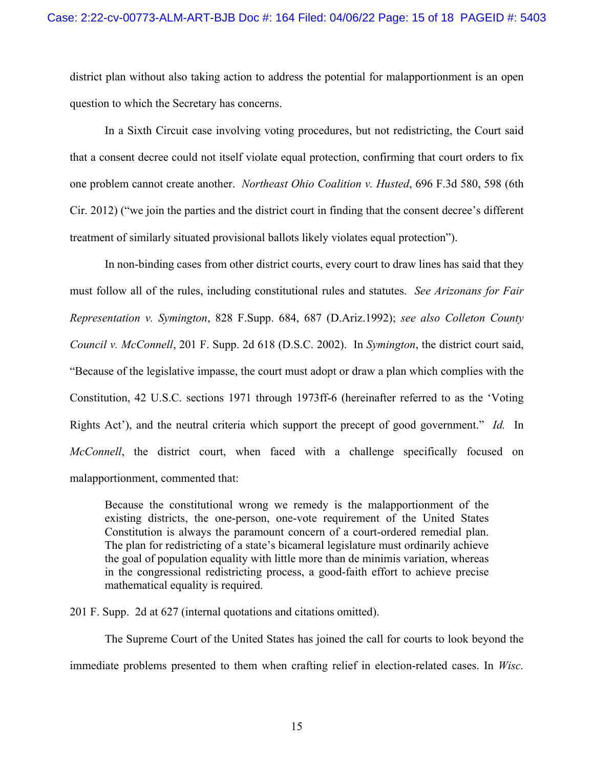district plan without also taking action to address the potential for malapportionment is an open question to which the Secretary has concerns.

In a Sixth Circuit case involving voting procedures, but not redistricting, the Court said that a consent decree could not itself violate equal protection, confirming that court orders to fix one problem cannot create another. *Northeast Ohio Coalition v. Husted*, 696 F.3d 580, 598 (6th Cir. 2012) ("we join the parties and the district court in finding that the consent decree's different treatment of similarly situated provisional ballots likely violates equal protection").

In non-binding cases from other district courts, every court to draw lines has said that they must follow all of the rules, including constitutional rules and statutes. *See Arizonans for Fair Representation v. Symington*, 828 F.Supp. 684, 687 (D.Ariz.1992); *see also Colleton County Council v. McConnell*, 201 F. Supp. 2d 618 (D.S.C. 2002). In *Symington*, the district court said, "Because of the legislative impasse, the court must adopt or draw a plan which complies with the Constitution, 42 U.S.C. sections 1971 through 1973ff-6 (hereinafter referred to as the 'Voting Rights Act'), and the neutral criteria which support the precept of good government." *Id.* In *McConnell*, the district court, when faced with a challenge specifically focused on malapportionment, commented that:

> Because the constitutional wrong we remedy is the malapportionment of the existing districts, the one-person, one-vote requirement of the United States Constitution is always the paramount concern of a court-ordered remedial plan. The plan for redistricting of a state's bicameral legislature must ordinarily achieve the goal of population equality with little more than de minimis variation, whereas in the congressional redistricting process, a good-faith effort to achieve precise mathematical equality is required.

201 F. Supp. 2d at 627 (internal quotations and citations omitted).

The Supreme Court of the United States has joined the call for courts to look beyond the immediate problems presented to them when crafting relief in election-related cases. In *Wisc.*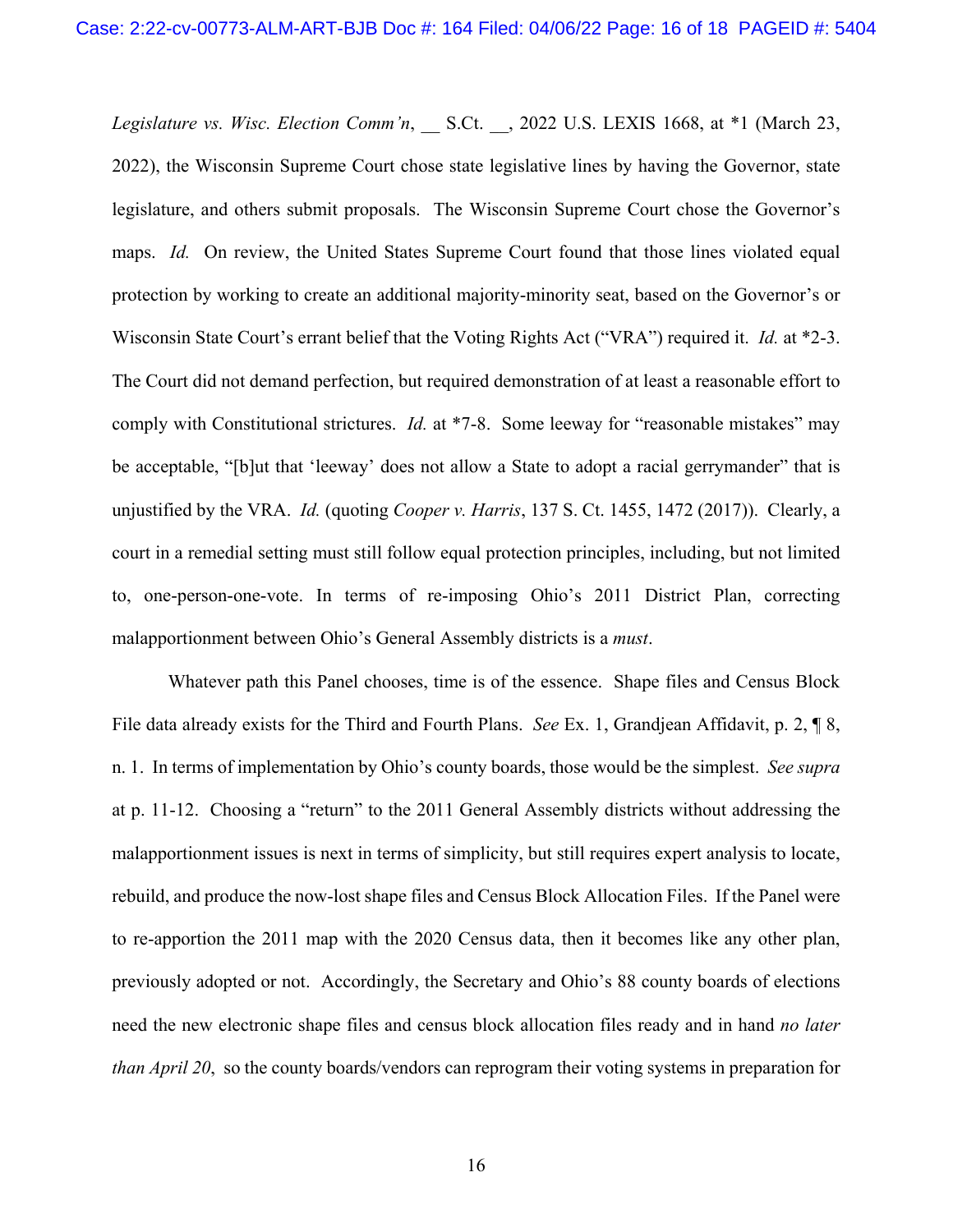*Legislature vs. Wisc. Election Comm'n*, __ S.Ct. __, 2022 U.S. LEXIS 1668, at *1 (March 23, 2022), the Wisconsin Supreme Court chose state legislative lines by having the Governor, state legislature, and others submit proposals. The Wisconsin Supreme Court chose the Governor's maps. *Id.* On review, the United States Supreme Court found that those lines violated equal protection by working to create an additional majority-minority seat, based on the Governor's or Wisconsin State Court's errant belief that the Voting Rights Act ("VRA") required it. *Id.* at *2-3. The Court did not demand perfection, but required demonstration of at least a reasonable effort to comply with Constitutional strictures. *Id.* at *7-8. Some leeway for "reasonable mistakes" may be acceptable, "[b]ut that 'leeway' does not allow a State to adopt a racial gerrymander" that is unjustified by the VRA. *Id.* (quoting *Cooper v. Harris*, 137 S. Ct. 1455, 1472 (2017)). Clearly, a court in a remedial setting must still follow equal protection principles, including, but not limited to, one-person-one-vote. In terms of re-imposing Ohio's 2011 District Plan, correcting malapportionment between Ohio's General Assembly districts is a *must*.

Whatever path this Panel chooses, time is of the essence. Shape files and Census Block File data already exists for the Third and Fourth Plans. *See* Ex. 1, Grandjean Affidavit, p. 2, ¶ 8, n. 1. In terms of implementation by Ohio's county boards, those would be the simplest. *See supra* at p. 11-12. Choosing a "return" to the 2011 General Assembly districts without addressing the malapportionment issues is next in terms of simplicity, but still requires expert analysis to locate, rebuild, and produce the now-lost shape files and Census Block Allocation Files. If the Panel were to re-apportion the 2011 map with the 2020 Census data, then it becomes like any other plan, previously adopted or not. Accordingly, the Secretary and Ohio's 88 county boards of elections need the new electronic shape files and census block allocation files ready and in hand *no later than April 20*, so the county boards/vendors can reprogram their voting systems in preparation for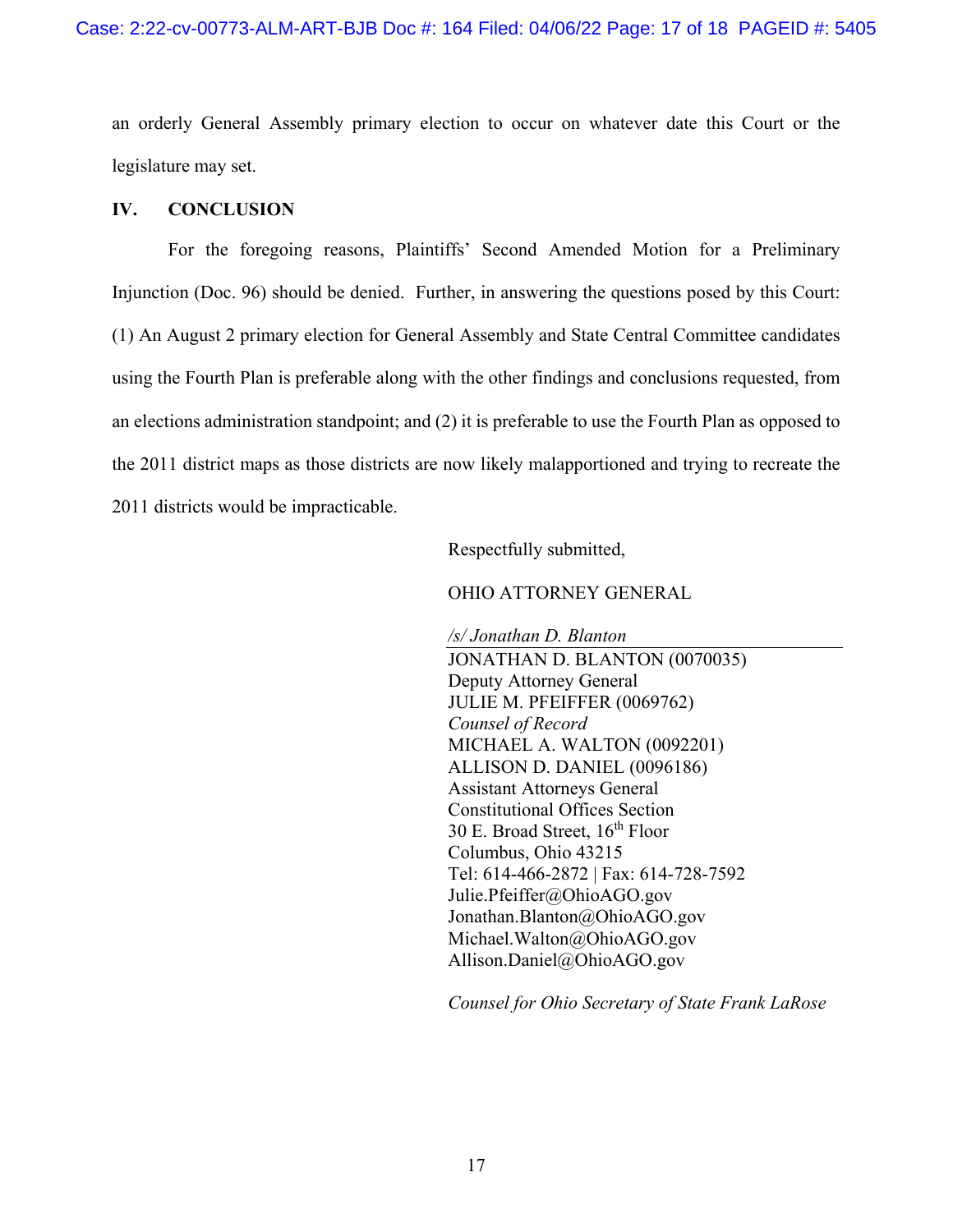an orderly General Assembly primary election to occur on whatever date this Court or the legislature may set.

## IV. CONCLUSION

For the foregoing reasons, Plaintiffs' Second Amended Motion for a Preliminary Injunction (Doc. 96) should be denied. Further, in answering the questions posed by this Court: (1) An August 2 primary election for General Assembly and State Central Committee candidates using the Fourth Plan is preferable along with the other findings and conclusions requested, from an elections administration standpoint; and (2) it is preferable to use the Fourth Plan as opposed to the 2011 district maps as those districts are now likely malapportioned and trying to recreate the 2011 districts would be impracticable.

Respectfully submitted,

OHIO ATTORNEY GENERAL

*/s/ Jonathan D. Blanton*
JONATHAN D. BLANTON (0070035)
Deputy Attorney General
JULIE M. PFEIFFER (0069762)
*Counsel of Record*
MICHAEL A. WALTON (0092201)
ALLISON D. DANIEL (0096186)
Assistant Attorneys General
Constitutional Offices Section
30 E. Broad Street, 16th Floor
Columbus, Ohio 43215
Tel: 614-466-2872 | Fax: 614-728-7592
Julie.Pfeiffer@OhioAGO.gov
Jonathan.Blanton@OhioAGO.gov
Michael.Walton@OhioAGO.gov
Allison.Daniel@OhioAGO.gov

*Counsel for Ohio Secretary of State Frank LaRose*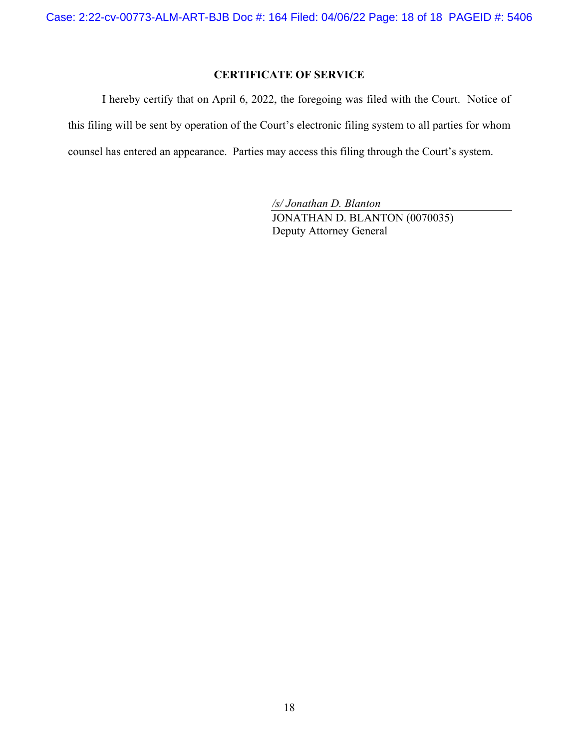**CERTIFICATE OF SERVICE**

I hereby certify that on April 6, 2022, the foregoing was filed with the Court. Notice of this filing will be sent by operation of the Court's electronic filing system to all parties for whom counsel has entered an appearance. Parties may access this filing through the Court's system.

*/s/ Jonathan D. Blanton*
JONATHAN D. BLANTON (0070035)
Deputy Attorney General